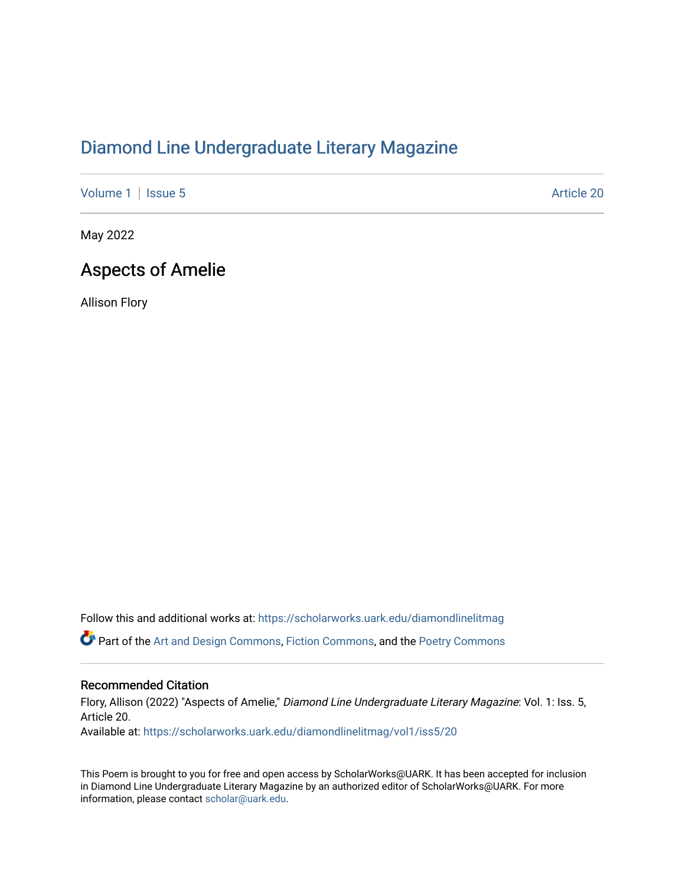# Diamond Line Undergraduate Literary Magazine

Volume 1 | Issue 5 Article 20

May 2022

## Aspects of Amelie

Allison Flory

Follow this and additional works at: https://scholarworks.uark.edu/diamondlinelitmag

Part of the Art and Design Commons, Fiction Commons, and the Poetry Commons

### Recommended Citation

Flory, Allison (2022) "Aspects of Amelie," *Diamond Line Undergraduate Literary Magazine*: Vol. 1: Iss. 5, Article 20.

Available at: https://scholarworks.uark.edu/diamondlinelitmag/vol1/iss5/20

This Poem is brought to you for free and open access by ScholarWorks@UARK. It has been accepted for inclusion in Diamond Line Undergraduate Literary Magazine by an authorized editor of ScholarWorks@UARK. For more information, please contact scholar@uark.edu.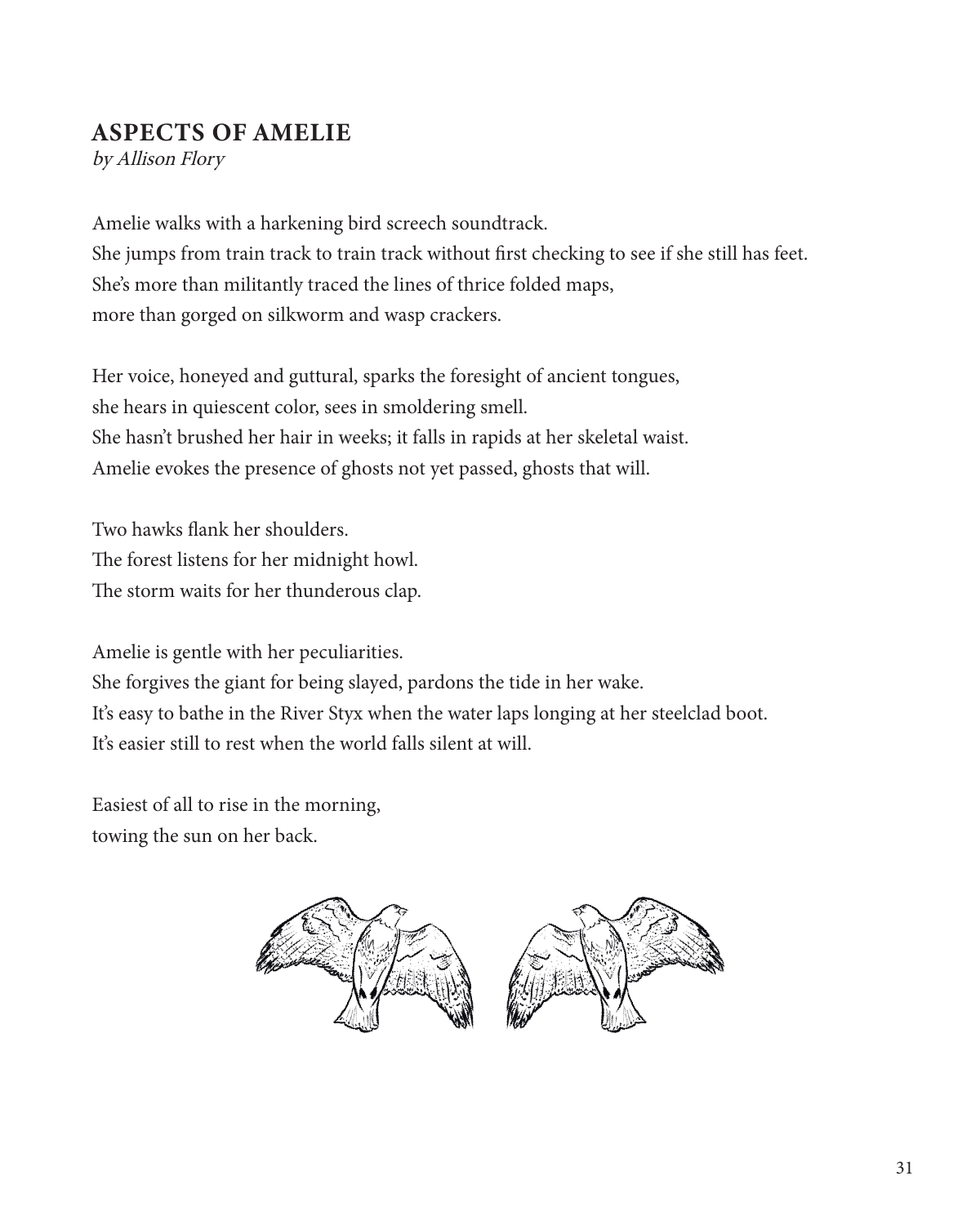## ASPECTS OF AMELIE

*by Allison Flory*

Amelie walks with a harkening bird screech soundtrack.
She jumps from train track to train track without first checking to see if she still has feet.
She's more than militantly traced the lines of thrice folded maps,
more than gorged on silkworm and wasp crackers.

Her voice, honeyed and guttural, sparks the foresight of ancient tongues,
she hears in quiescent color, sees in smoldering smell.
She hasn't brushed her hair in weeks; it falls in rapids at her skeletal waist.
Amelie evokes the presence of ghosts not yet passed, ghosts that will.

Two hawks flank her shoulders.
The forest listens for her midnight howl.
The storm waits for her thunderous clap.

Amelie is gentle with her peculiarities.
She forgives the giant for being slayed, pardons the tide in her wake.
It's easy to bathe in the River Styx when the water laps longing at her steelclad boot.
It's easier still to rest when the world falls silent at will.

Easiest of all to rise in the morning,
towing the sun on her back.